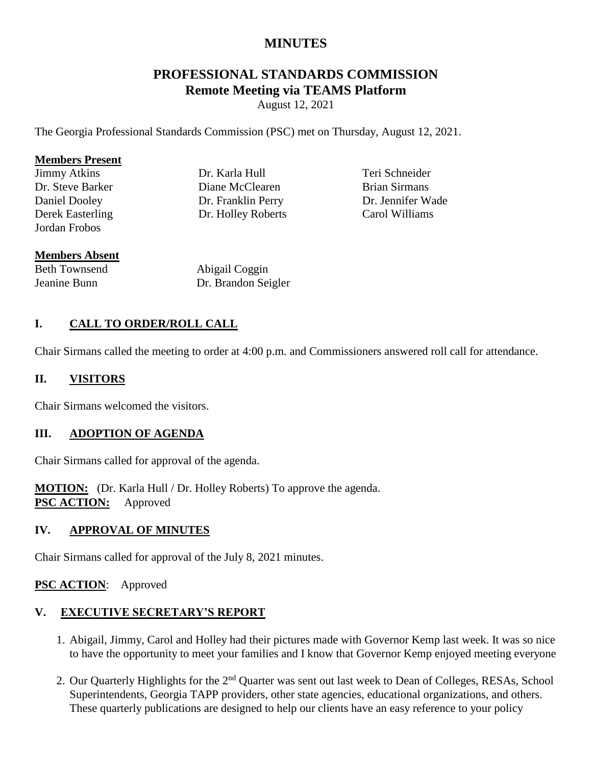# MINUTES

## PROFESSIONAL STANDARDS COMMISSION
## Remote Meeting via TEAMS Platform

August 12, 2021

The Georgia Professional Standards Commission (PSC) met on Thursday, August 12, 2021.

**Members Present**

Jimmy Atkins
Dr. Steve Barker
Daniel Dooley
Derek Easterling
Jordan Frobos
Dr. Karla Hull
Diane McClearen
Dr. Franklin Perry
Dr. Holley Roberts
Teri Schneider
Brian Sirmans
Dr. Jennifer Wade
Carol Williams

**Members Absent**

Beth Townsend
Jeanine Bunn
Abigail Coggin
Dr. Brandon Seigler

### I. CALL TO ORDER/ROLL CALL

Chair Sirmans called the meeting to order at 4:00 p.m. and Commissioners answered roll call for attendance.

### II. VISITORS

Chair Sirmans welcomed the visitors.

### III. ADOPTION OF AGENDA

Chair Sirmans called for approval of the agenda.

**MOTION:** (Dr. Karla Hull / Dr. Holley Roberts) To approve the agenda.
**PSC ACTION:** Approved

### IV. APPROVAL OF MINUTES

Chair Sirmans called for approval of the July 8, 2021 minutes.

**PSC ACTION**: Approved

### V. EXECUTIVE SECRETARY'S REPORT

1. Abigail, Jimmy, Carol and Holley had their pictures made with Governor Kemp last week. It was so nice to have the opportunity to meet your families and I know that Governor Kemp enjoyed meeting everyone
2. Our Quarterly Highlights for the 2nd Quarter was sent out last week to Dean of Colleges, RESAs, School Superintendents, Georgia TAPP providers, other state agencies, educational organizations, and others. These quarterly publications are designed to help our clients have an easy reference to your policy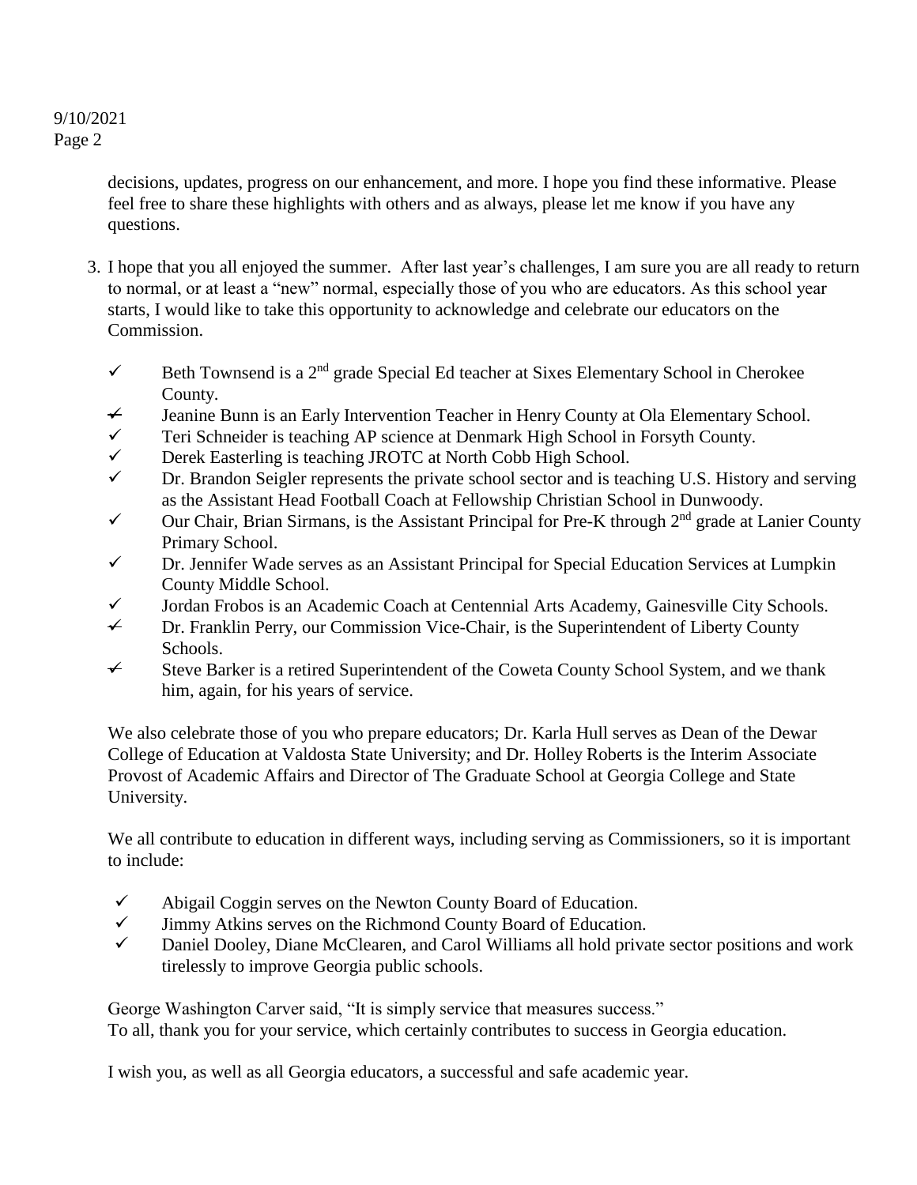decisions, updates, progress on our enhancement, and more. I hope you find these informative. Please feel free to share these highlights with others and as always, please let me know if you have any questions.

3. I hope that you all enjoyed the summer. After last year's challenges, I am sure you are all ready to return to normal, or at least a "new" normal, especially those of you who are educators. As this school year starts, I would like to take this opportunity to acknowledge and celebrate our educators on the Commission.

   - ✓ Beth Townsend is a 2nd grade Special Ed teacher at Sixes Elementary School in Cherokee County.
   - ✓ Jeanine Bunn is an Early Intervention Teacher in Henry County at Ola Elementary School.
   - ✓ Teri Schneider is teaching AP science at Denmark High School in Forsyth County.
   - ✓ Derek Easterling is teaching JROTC at North Cobb High School.
   - ✓ Dr. Brandon Seigler represents the private school sector and is teaching U.S. History and serving as the Assistant Head Football Coach at Fellowship Christian School in Dunwoody.
   - ✓ Our Chair, Brian Sirmans, is the Assistant Principal for Pre-K through 2nd grade at Lanier County Primary School.
   - ✓ Dr. Jennifer Wade serves as an Assistant Principal for Special Education Services at Lumpkin County Middle School.
   - ✓ Jordan Frobos is an Academic Coach at Centennial Arts Academy, Gainesville City Schools.
   - ✓ Dr. Franklin Perry, our Commission Vice-Chair, is the Superintendent of Liberty County Schools.
   - ✓ Steve Barker is a retired Superintendent of the Coweta County School System, and we thank him, again, for his years of service.

   We also celebrate those of you who prepare educators; Dr. Karla Hull serves as Dean of the Dewar College of Education at Valdosta State University; and Dr. Holley Roberts is the Interim Associate Provost of Academic Affairs and Director of The Graduate School at Georgia College and State University.

   We all contribute to education in different ways, including serving as Commissioners, so it is important to include:

   - ✓ Abigail Coggin serves on the Newton County Board of Education.
   - ✓ Jimmy Atkins serves on the Richmond County Board of Education.
   - ✓ Daniel Dooley, Diane McClearen, and Carol Williams all hold private sector positions and work tirelessly to improve Georgia public schools.

   George Washington Carver said, "It is simply service that measures success."
   To all, thank you for your service, which certainly contributes to success in Georgia education.

   I wish you, as well as all Georgia educators, a successful and safe academic year.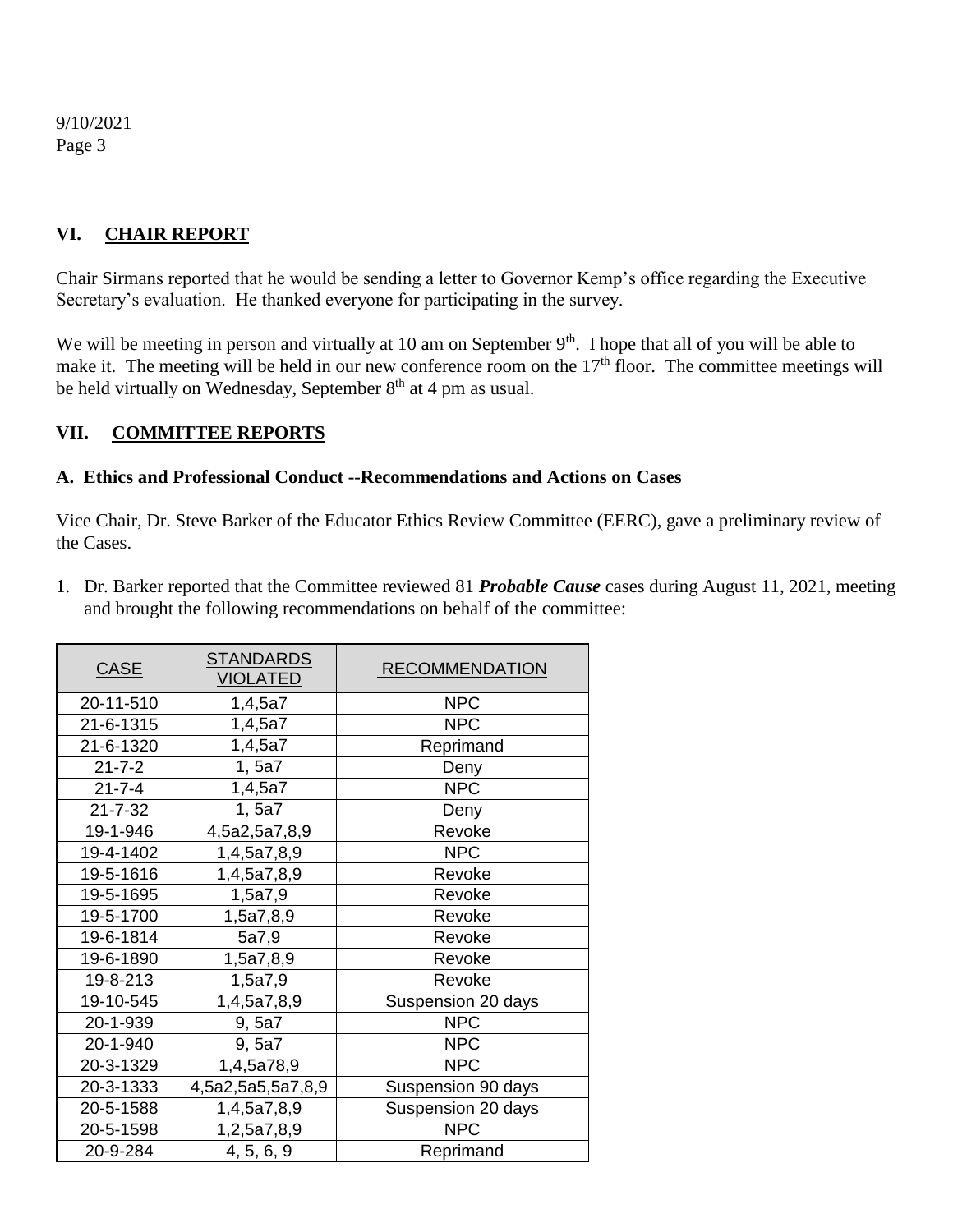## VI. CHAIR REPORT

Chair Sirmans reported that he would be sending a letter to Governor Kemp's office regarding the Executive Secretary's evaluation. He thanked everyone for participating in the survey.

We will be meeting in person and virtually at 10 am on September 9th. I hope that all of you will be able to make it. The meeting will be held in our new conference room on the 17th floor. The committee meetings will be held virtually on Wednesday, September 8th at 4 pm as usual.

## VII. COMMITTEE REPORTS

### A. Ethics and Professional Conduct --Recommendations and Actions on Cases

Vice Chair, Dr. Steve Barker of the Educator Ethics Review Committee (EERC), gave a preliminary review of the Cases.

1. Dr. Barker reported that the Committee reviewed 81 ***Probable Cause*** cases during August 11, 2021, meeting and brought the following recommendations on behalf of the committee:

| CASE | STANDARDS VIOLATED | RECOMMENDATION |
|---|---|---|
| 20-11-510 | 1,4,5a7 | NPC |
| 21-6-1315 | 1,4,5a7 | NPC |
| 21-6-1320 | 1,4,5a7 | Reprimand |
| 21-7-2 | 1, 5a7 | Deny |
| 21-7-4 | 1,4,5a7 | NPC |
| 21-7-32 | 1, 5a7 | Deny |
| 19-1-946 | 4,5a2,5a7,8,9 | Revoke |
| 19-4-1402 | 1,4,5a7,8,9 | NPC |
| 19-5-1616 | 1,4,5a7,8,9 | Revoke |
| 19-5-1695 | 1,5a7,9 | Revoke |
| 19-5-1700 | 1,5a7,8,9 | Revoke |
| 19-6-1814 | 5a7,9 | Revoke |
| 19-6-1890 | 1,5a7,8,9 | Revoke |
| 19-8-213 | 1,5a7,9 | Revoke |
| 19-10-545 | 1,4,5a7,8,9 | Suspension 20 days |
| 20-1-939 | 9, 5a7 | NPC |
| 20-1-940 | 9, 5a7 | NPC |
| 20-3-1329 | 1,4,5a78,9 | NPC |
| 20-3-1333 | 4,5a2,5a5,5a7,8,9 | Suspension 90 days |
| 20-5-1588 | 1,4,5a7,8,9 | Suspension 20 days |
| 20-5-1598 | 1,2,5a7,8,9 | NPC |
| 20-9-284 | 4, 5, 6, 9 | Reprimand |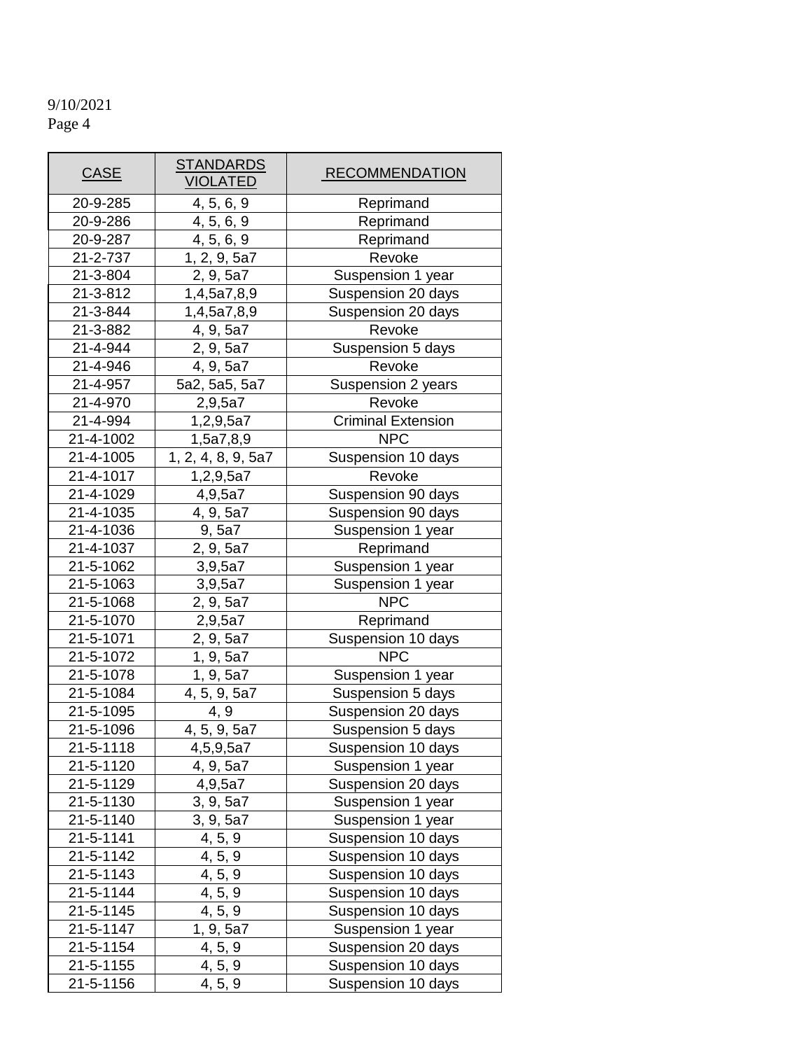9/10/2021
Page 4

| CASE | STANDARDS VIOLATED | RECOMMENDATION |
|---|---|---|
| 20-9-285 | 4, 5, 6, 9 | Reprimand |
| 20-9-286 | 4, 5, 6, 9 | Reprimand |
| 20-9-287 | 4, 5, 6, 9 | Reprimand |
| 21-2-737 | 1, 2, 9, 5a7 | Revoke |
| 21-3-804 | 2, 9, 5a7 | Suspension 1 year |
| 21-3-812 | 1,4,5a7,8,9 | Suspension 20 days |
| 21-3-844 | 1,4,5a7,8,9 | Suspension 20 days |
| 21-3-882 | 4, 9, 5a7 | Revoke |
| 21-4-944 | 2, 9, 5a7 | Suspension 5 days |
| 21-4-946 | 4, 9, 5a7 | Revoke |
| 21-4-957 | 5a2, 5a5, 5a7 | Suspension 2 years |
| 21-4-970 | 2,9,5a7 | Revoke |
| 21-4-994 | 1,2,9,5a7 | Criminal Extension |
| 21-4-1002 | 1,5a7,8,9 | NPC |
| 21-4-1005 | 1, 2, 4, 8, 9, 5a7 | Suspension 10 days |
| 21-4-1017 | 1,2,9,5a7 | Revoke |
| 21-4-1029 | 4,9,5a7 | Suspension 90 days |
| 21-4-1035 | 4, 9, 5a7 | Suspension 90 days |
| 21-4-1036 | 9, 5a7 | Suspension 1 year |
| 21-4-1037 | 2, 9, 5a7 | Reprimand |
| 21-5-1062 | 3,9,5a7 | Suspension 1 year |
| 21-5-1063 | 3,9,5a7 | Suspension 1 year |
| 21-5-1068 | 2, 9, 5a7 | NPC |
| 21-5-1070 | 2,9,5a7 | Reprimand |
| 21-5-1071 | 2, 9, 5a7 | Suspension 10 days |
| 21-5-1072 | 1, 9, 5a7 | NPC |
| 21-5-1078 | 1, 9, 5a7 | Suspension 1 year |
| 21-5-1084 | 4, 5, 9, 5a7 | Suspension 5 days |
| 21-5-1095 | 4, 9 | Suspension 20 days |
| 21-5-1096 | 4, 5, 9, 5a7 | Suspension 5 days |
| 21-5-1118 | 4,5,9,5a7 | Suspension 10 days |
| 21-5-1120 | 4, 9, 5a7 | Suspension 1 year |
| 21-5-1129 | 4,9,5a7 | Suspension 20 days |
| 21-5-1130 | 3, 9, 5a7 | Suspension 1 year |
| 21-5-1140 | 3, 9, 5a7 | Suspension 1 year |
| 21-5-1141 | 4, 5, 9 | Suspension 10 days |
| 21-5-1142 | 4, 5, 9 | Suspension 10 days |
| 21-5-1143 | 4, 5, 9 | Suspension 10 days |
| 21-5-1144 | 4, 5, 9 | Suspension 10 days |
| 21-5-1145 | 4, 5, 9 | Suspension 10 days |
| 21-5-1147 | 1, 9, 5a7 | Suspension 1 year |
| 21-5-1154 | 4, 5, 9 | Suspension 20 days |
| 21-5-1155 | 4, 5, 9 | Suspension 10 days |
| 21-5-1156 | 4, 5, 9 | Suspension 10 days |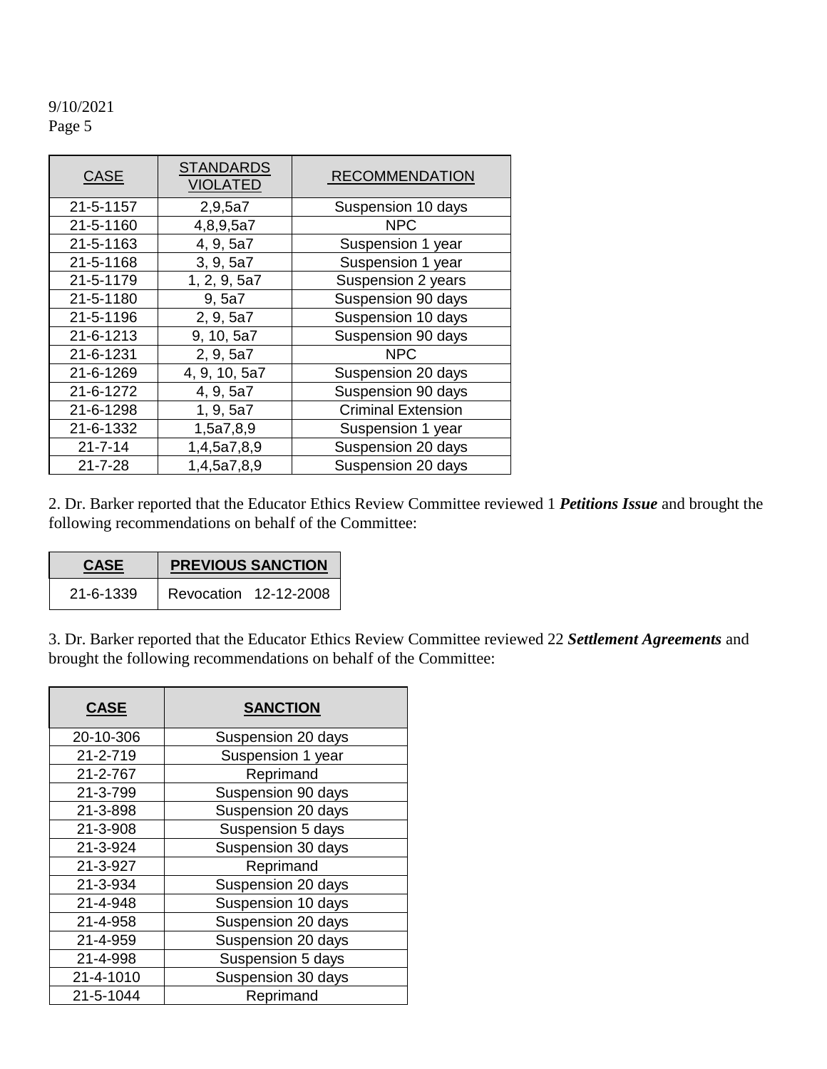9/10/2021

| CASE | STANDARDS VIOLATED | RECOMMENDATION |
|---|---|---|
| 21-5-1157 | 2,9,5a7 | Suspension 10 days |
| 21-5-1160 | 4,8,9,5a7 | NPC |
| 21-5-1163 | 4, 9, 5a7 | Suspension 1 year |
| 21-5-1168 | 3, 9, 5a7 | Suspension 1 year |
| 21-5-1179 | 1, 2, 9, 5a7 | Suspension 2 years |
| 21-5-1180 | 9, 5a7 | Suspension 90 days |
| 21-5-1196 | 2, 9, 5a7 | Suspension 10 days |
| 21-6-1213 | 9, 10, 5a7 | Suspension 90 days |
| 21-6-1231 | 2, 9, 5a7 | NPC |
| 21-6-1269 | 4, 9, 10, 5a7 | Suspension 20 days |
| 21-6-1272 | 4, 9, 5a7 | Suspension 90 days |
| 21-6-1298 | 1, 9, 5a7 | Criminal Extension |
| 21-6-1332 | 1,5a7,8,9 | Suspension 1 year |
| 21-7-14 | 1,4,5a7,8,9 | Suspension 20 days |
| 21-7-28 | 1,4,5a7,8,9 | Suspension 20 days |

2. Dr. Barker reported that the Educator Ethics Review Committee reviewed 1 ***Petitions Issue*** and brought the following recommendations on behalf of the Committee:

| CASE | PREVIOUS SANCTION |
|---|---|
| 21-6-1339 | Revocation 12-12-2008 |

3. Dr. Barker reported that the Educator Ethics Review Committee reviewed 22 ***Settlement Agreements*** and brought the following recommendations on behalf of the Committee:

| CASE | SANCTION |
|---|---|
| 20-10-306 | Suspension 20 days |
| 21-2-719 | Suspension 1 year |
| 21-2-767 | Reprimand |
| 21-3-799 | Suspension 90 days |
| 21-3-898 | Suspension 20 days |
| 21-3-908 | Suspension 5 days |
| 21-3-924 | Suspension 30 days |
| 21-3-927 | Reprimand |
| 21-3-934 | Suspension 20 days |
| 21-4-948 | Suspension 10 days |
| 21-4-958 | Suspension 20 days |
| 21-4-959 | Suspension 20 days |
| 21-4-998 | Suspension 5 days |
| 21-4-1010 | Suspension 30 days |
| 21-5-1044 | Reprimand |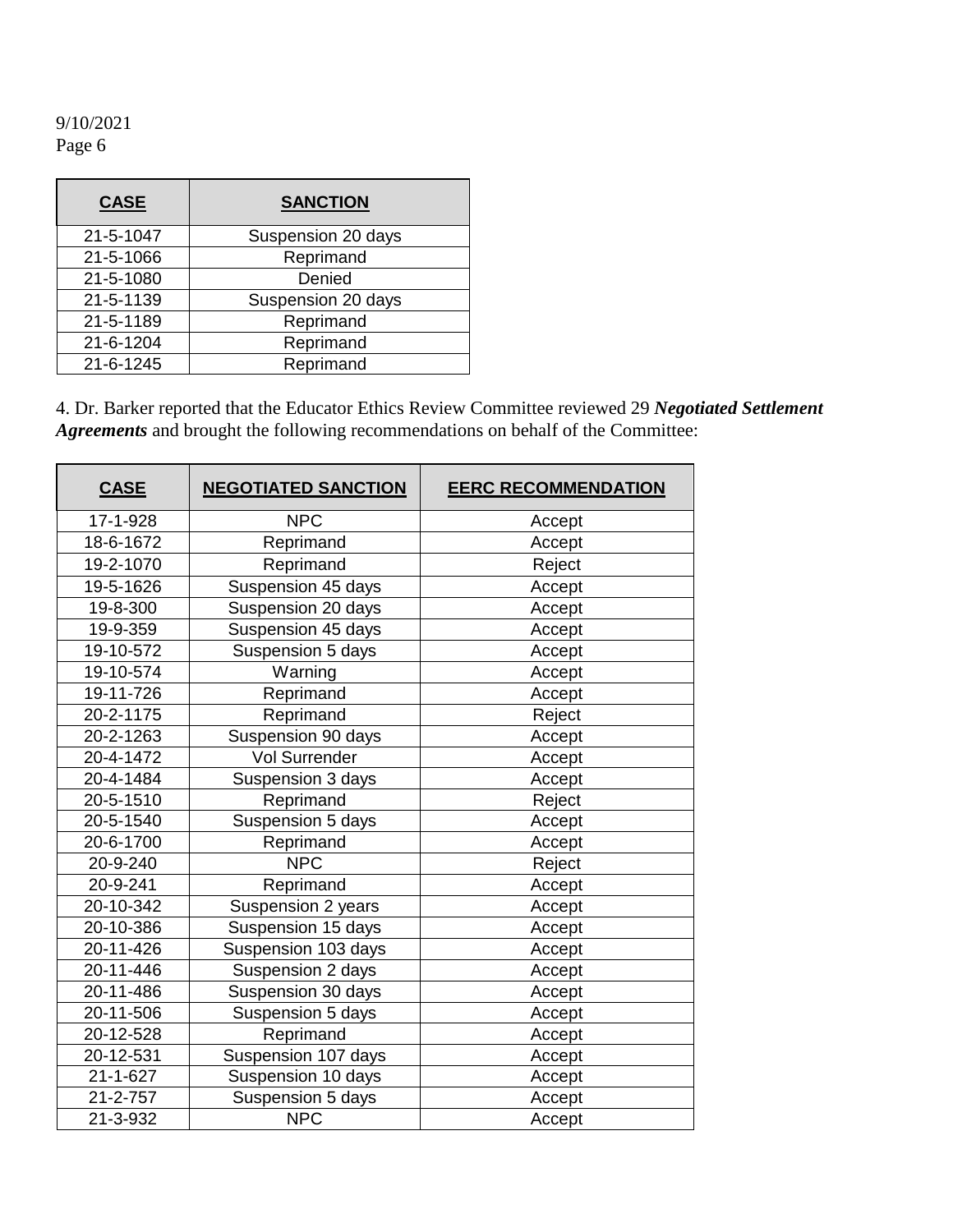| CASE | SANCTION |
| --- | --- |
| 21-5-1047 | Suspension 20 days |
| 21-5-1066 | Reprimand |
| 21-5-1080 | Denied |
| 21-5-1139 | Suspension 20 days |
| 21-5-1189 | Reprimand |
| 21-6-1204 | Reprimand |
| 21-6-1245 | Reprimand |

4. Dr. Barker reported that the Educator Ethics Review Committee reviewed 29 ***Negotiated Settlement Agreements*** and brought the following recommendations on behalf of the Committee:

| CASE | NEGOTIATED SANCTION | EERC RECOMMENDATION |
| --- | --- | --- |
| 17-1-928 | NPC | Accept |
| 18-6-1672 | Reprimand | Accept |
| 19-2-1070 | Reprimand | Reject |
| 19-5-1626 | Suspension 45 days | Accept |
| 19-8-300 | Suspension 20 days | Accept |
| 19-9-359 | Suspension 45 days | Accept |
| 19-10-572 | Suspension 5 days | Accept |
| 19-10-574 | Warning | Accept |
| 19-11-726 | Reprimand | Accept |
| 20-2-1175 | Reprimand | Reject |
| 20-2-1263 | Suspension 90 days | Accept |
| 20-4-1472 | Vol Surrender | Accept |
| 20-4-1484 | Suspension 3 days | Accept |
| 20-5-1510 | Reprimand | Reject |
| 20-5-1540 | Suspension 5 days | Accept |
| 20-6-1700 | Reprimand | Accept |
| 20-9-240 | NPC | Reject |
| 20-9-241 | Reprimand | Accept |
| 20-10-342 | Suspension 2 years | Accept |
| 20-10-386 | Suspension 15 days | Accept |
| 20-11-426 | Suspension 103 days | Accept |
| 20-11-446 | Suspension 2 days | Accept |
| 20-11-486 | Suspension 30 days | Accept |
| 20-11-506 | Suspension 5 days | Accept |
| 20-12-528 | Reprimand | Accept |
| 20-12-531 | Suspension 107 days | Accept |
| 21-1-627 | Suspension 10 days | Accept |
| 21-2-757 | Suspension 5 days | Accept |
| 21-3-932 | NPC | Accept |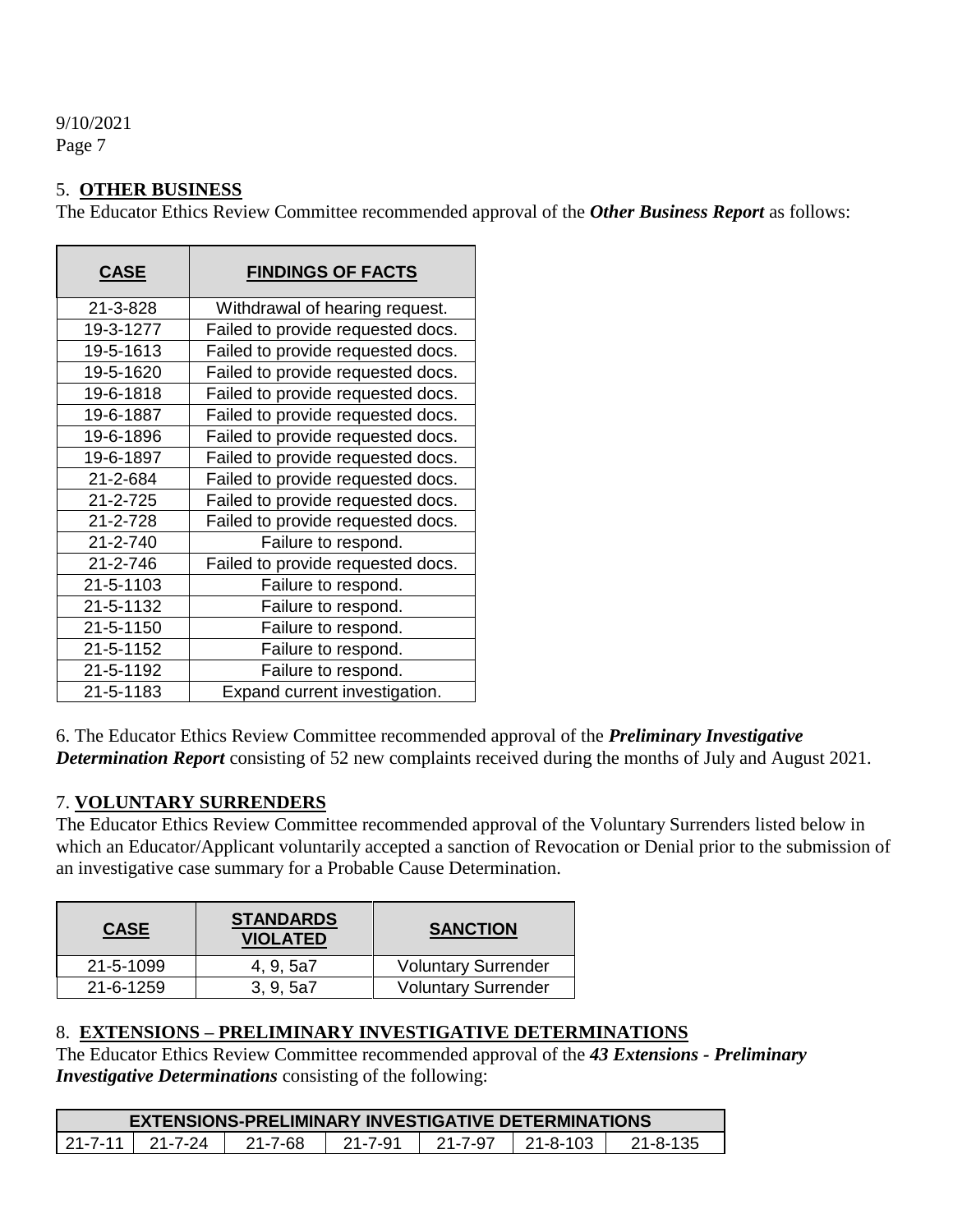9/10/2021

## 5. OTHER BUSINESS

The Educator Ethics Review Committee recommended approval of the ***Other Business Report*** as follows:

| CASE | FINDINGS OF FACTS |
| --- | --- |
| 21-3-828 | Withdrawal of hearing request. |
| 19-3-1277 | Failed to provide requested docs. |
| 19-5-1613 | Failed to provide requested docs. |
| 19-5-1620 | Failed to provide requested docs. |
| 19-6-1818 | Failed to provide requested docs. |
| 19-6-1887 | Failed to provide requested docs. |
| 19-6-1896 | Failed to provide requested docs. |
| 19-6-1897 | Failed to provide requested docs. |
| 21-2-684 | Failed to provide requested docs. |
| 21-2-725 | Failed to provide requested docs. |
| 21-2-728 | Failed to provide requested docs. |
| 21-2-740 | Failure to respond. |
| 21-2-746 | Failed to provide requested docs. |
| 21-5-1103 | Failure to respond. |
| 21-5-1132 | Failure to respond. |
| 21-5-1150 | Failure to respond. |
| 21-5-1152 | Failure to respond. |
| 21-5-1192 | Failure to respond. |
| 21-5-1183 | Expand current investigation. |

6. The Educator Ethics Review Committee recommended approval of the ***Preliminary Investigative Determination Report*** consisting of 52 new complaints received during the months of July and August 2021.

## 7. VOLUNTARY SURRENDERS

The Educator Ethics Review Committee recommended approval of the Voluntary Surrenders listed below in which an Educator/Applicant voluntarily accepted a sanction of Revocation or Denial prior to the submission of an investigative case summary for a Probable Cause Determination.

| CASE | STANDARDS VIOLATED | SANCTION |
| --- | --- | --- |
| 21-5-1099 | 4, 9, 5a7 | Voluntary Surrender |
| 21-6-1259 | 3, 9, 5a7 | Voluntary Surrender |

## 8. EXTENSIONS – PRELIMINARY INVESTIGATIVE DETERMINATIONS

The Educator Ethics Review Committee recommended approval of the ***43 Extensions - Preliminary Investigative Determinations*** consisting of the following:

| EXTENSIONS-PRELIMINARY INVESTIGATIVE DETERMINATIONS | | | | | | |
| --- | --- | --- | --- | --- | --- | --- |
| 21-7-11 | 21-7-24 | 21-7-68 | 21-7-91 | 21-7-97 | 21-8-103 | 21-8-135 |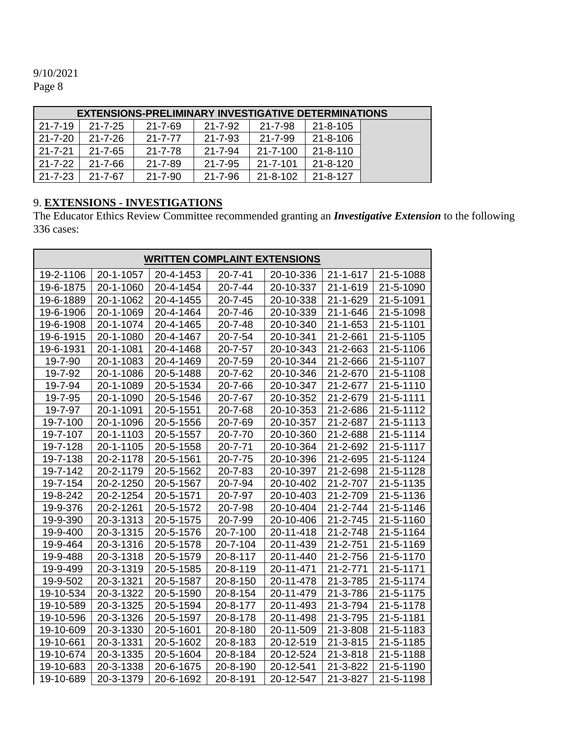9/10/2021
Page 8

| EXTENSIONS-PRELIMINARY INVESTIGATIVE DETERMINATIONS | | | | | | |
|---|---|---|---|---|---|---|
| 21-7-19 | 21-7-25 | 21-7-69 | 21-7-92 | 21-7-98 | 21-8-105 | |
| 21-7-20 | 21-7-26 | 21-7-77 | 21-7-93 | 21-7-99 | 21-8-106 | |
| 21-7-21 | 21-7-65 | 21-7-78 | 21-7-94 | 21-7-100 | 21-8-110 | |
| 21-7-22 | 21-7-66 | 21-7-89 | 21-7-95 | 21-7-101 | 21-8-120 | |
| 21-7-23 | 21-7-67 | 21-7-90 | 21-7-96 | 21-8-102 | 21-8-127 | |

9. **EXTENSIONS - INVESTIGATIONS**

The Educator Ethics Review Committee recommended granting an ***Investigative Extension*** to the following 336 cases:

| WRITTEN COMPLAINT EXTENSIONS | | | | | | |
|---|---|---|---|---|---|---|
| 19-2-1106 | 20-1-1057 | 20-4-1453 | 20-7-41 | 20-10-336 | 21-1-617 | 21-5-1088 |
| 19-6-1875 | 20-1-1060 | 20-4-1454 | 20-7-44 | 20-10-337 | 21-1-619 | 21-5-1090 |
| 19-6-1889 | 20-1-1062 | 20-4-1455 | 20-7-45 | 20-10-338 | 21-1-629 | 21-5-1091 |
| 19-6-1906 | 20-1-1069 | 20-4-1464 | 20-7-46 | 20-10-339 | 21-1-646 | 21-5-1098 |
| 19-6-1908 | 20-1-1074 | 20-4-1465 | 20-7-48 | 20-10-340 | 21-1-653 | 21-5-1101 |
| 19-6-1915 | 20-1-1080 | 20-4-1467 | 20-7-54 | 20-10-341 | 21-2-661 | 21-5-1105 |
| 19-6-1931 | 20-1-1081 | 20-4-1468 | 20-7-57 | 20-10-343 | 21-2-663 | 21-5-1106 |
| 19-7-90 | 20-1-1083 | 20-4-1469 | 20-7-59 | 20-10-344 | 21-2-666 | 21-5-1107 |
| 19-7-92 | 20-1-1086 | 20-5-1488 | 20-7-62 | 20-10-346 | 21-2-670 | 21-5-1108 |
| 19-7-94 | 20-1-1089 | 20-5-1534 | 20-7-66 | 20-10-347 | 21-2-677 | 21-5-1110 |
| 19-7-95 | 20-1-1090 | 20-5-1546 | 20-7-67 | 20-10-352 | 21-2-679 | 21-5-1111 |
| 19-7-97 | 20-1-1091 | 20-5-1551 | 20-7-68 | 20-10-353 | 21-2-686 | 21-5-1112 |
| 19-7-100 | 20-1-1096 | 20-5-1556 | 20-7-69 | 20-10-357 | 21-2-687 | 21-5-1113 |
| 19-7-107 | 20-1-1103 | 20-5-1557 | 20-7-70 | 20-10-360 | 21-2-688 | 21-5-1114 |
| 19-7-128 | 20-1-1105 | 20-5-1558 | 20-7-71 | 20-10-364 | 21-2-692 | 21-5-1117 |
| 19-7-138 | 20-2-1178 | 20-5-1561 | 20-7-75 | 20-10-396 | 21-2-695 | 21-5-1124 |
| 19-7-142 | 20-2-1179 | 20-5-1562 | 20-7-83 | 20-10-397 | 21-2-698 | 21-5-1128 |
| 19-7-154 | 20-2-1250 | 20-5-1567 | 20-7-94 | 20-10-402 | 21-2-707 | 21-5-1135 |
| 19-8-242 | 20-2-1254 | 20-5-1571 | 20-7-97 | 20-10-403 | 21-2-709 | 21-5-1136 |
| 19-9-376 | 20-2-1261 | 20-5-1572 | 20-7-98 | 20-10-404 | 21-2-744 | 21-5-1146 |
| 19-9-390 | 20-3-1313 | 20-5-1575 | 20-7-99 | 20-10-406 | 21-2-745 | 21-5-1160 |
| 19-9-400 | 20-3-1315 | 20-5-1576 | 20-7-100 | 20-11-418 | 21-2-748 | 21-5-1164 |
| 19-9-464 | 20-3-1316 | 20-5-1578 | 20-7-104 | 20-11-439 | 21-2-751 | 21-5-1169 |
| 19-9-488 | 20-3-1318 | 20-5-1579 | 20-8-117 | 20-11-440 | 21-2-756 | 21-5-1170 |
| 19-9-499 | 20-3-1319 | 20-5-1585 | 20-8-119 | 20-11-471 | 21-2-771 | 21-5-1171 |
| 19-9-502 | 20-3-1321 | 20-5-1587 | 20-8-150 | 20-11-478 | 21-3-785 | 21-5-1174 |
| 19-10-534 | 20-3-1322 | 20-5-1590 | 20-8-154 | 20-11-479 | 21-3-786 | 21-5-1175 |
| 19-10-589 | 20-3-1325 | 20-5-1594 | 20-8-177 | 20-11-493 | 21-3-794 | 21-5-1178 |
| 19-10-596 | 20-3-1326 | 20-5-1597 | 20-8-178 | 20-11-498 | 21-3-795 | 21-5-1181 |
| 19-10-609 | 20-3-1330 | 20-5-1601 | 20-8-180 | 20-11-509 | 21-3-808 | 21-5-1183 |
| 19-10-661 | 20-3-1331 | 20-5-1602 | 20-8-183 | 20-12-519 | 21-3-815 | 21-5-1185 |
| 19-10-674 | 20-3-1335 | 20-5-1604 | 20-8-184 | 20-12-524 | 21-3-818 | 21-5-1188 |
| 19-10-683 | 20-3-1338 | 20-6-1675 | 20-8-190 | 20-12-541 | 21-3-822 | 21-5-1190 |
| 19-10-689 | 20-3-1379 | 20-6-1692 | 20-8-191 | 20-12-547 | 21-3-827 | 21-5-1198 |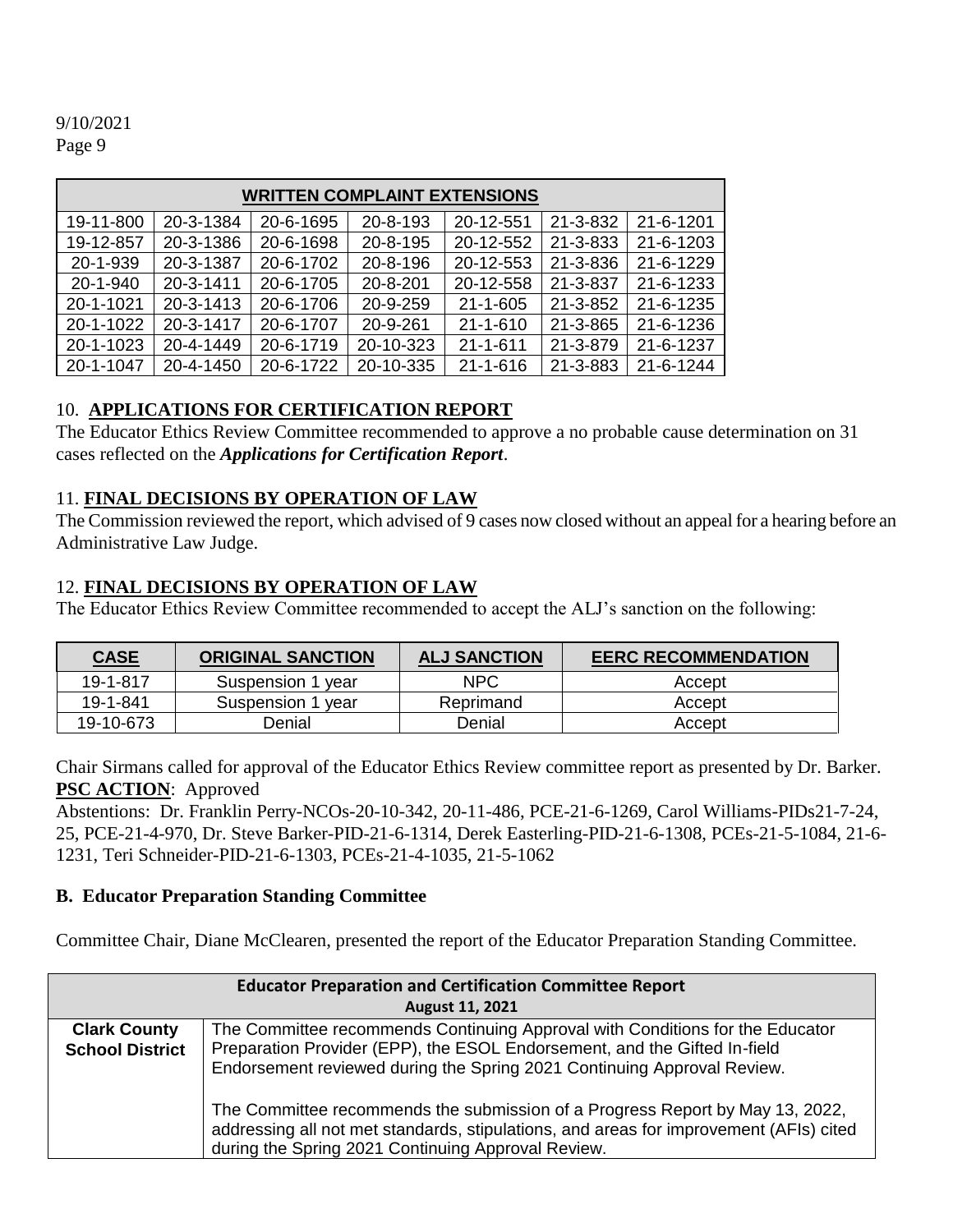9/10/2021

| WRITTEN COMPLAINT EXTENSIONS | | | | | | |
|---|---|---|---|---|---|---|
| 19-11-800 | 20-3-1384 | 20-6-1695 | 20-8-193 | 20-12-551 | 21-3-832 | 21-6-1201 |
| 19-12-857 | 20-3-1386 | 20-6-1698 | 20-8-195 | 20-12-552 | 21-3-833 | 21-6-1203 |
| 20-1-939 | 20-3-1387 | 20-6-1702 | 20-8-196 | 20-12-553 | 21-3-836 | 21-6-1229 |
| 20-1-940 | 20-3-1411 | 20-6-1705 | 20-8-201 | 20-12-558 | 21-3-837 | 21-6-1233 |
| 20-1-1021 | 20-3-1413 | 20-6-1706 | 20-9-259 | 21-1-605 | 21-3-852 | 21-6-1235 |
| 20-1-1022 | 20-3-1417 | 20-6-1707 | 20-9-261 | 21-1-610 | 21-3-865 | 21-6-1236 |
| 20-1-1023 | 20-4-1449 | 20-6-1719 | 20-10-323 | 21-1-611 | 21-3-879 | 21-6-1237 |
| 20-1-1047 | 20-4-1450 | 20-6-1722 | 20-10-335 | 21-1-616 | 21-3-883 | 21-6-1244 |

10. **APPLICATIONS FOR CERTIFICATION REPORT**

The Educator Ethics Review Committee recommended to approve a no probable cause determination on 31 cases reflected on the ***Applications for Certification Report***.

11. **FINAL DECISIONS BY OPERATION OF LAW**

The Commission reviewed the report, which advised of 9 cases now closed without an appeal for a hearing before an Administrative Law Judge.

12. **FINAL DECISIONS BY OPERATION OF LAW**

The Educator Ethics Review Committee recommended to accept the ALJ's sanction on the following:

| CASE | ORIGINAL SANCTION | ALJ SANCTION | EERC RECOMMENDATION |
|---|---|---|---|
| 19-1-817 | Suspension 1 year | NPC | Accept |
| 19-1-841 | Suspension 1 year | Reprimand | Accept |
| 19-10-673 | Denial | Denial | Accept |

Chair Sirmans called for approval of the Educator Ethics Review committee report as presented by Dr. Barker.
**PSC ACTION**: Approved

Abstentions: Dr. Franklin Perry-NCOs-20-10-342, 20-11-486, PCE-21-6-1269, Carol Williams-PIDs21-7-24, 25, PCE-21-4-970, Dr. Steve Barker-PID-21-6-1314, Derek Easterling-PID-21-6-1308, PCEs-21-5-1084, 21-6-1231, Teri Schneider-PID-21-6-1303, PCEs-21-4-1035, 21-5-1062

### B. Educator Preparation Standing Committee

Committee Chair, Diane McClearen, presented the report of the Educator Preparation Standing Committee.

| Educator Preparation and Certification Committee Report<br>August 11, 2021 | |
|---|---|
| **Clark County School District** | The Committee recommends Continuing Approval with Conditions for the Educator Preparation Provider (EPP), the ESOL Endorsement, and the Gifted In-field Endorsement reviewed during the Spring 2021 Continuing Approval Review.<br><br>The Committee recommends the submission of a Progress Report by May 13, 2022, addressing all not met standards, stipulations, and areas for improvement (AFIs) cited during the Spring 2021 Continuing Approval Review. |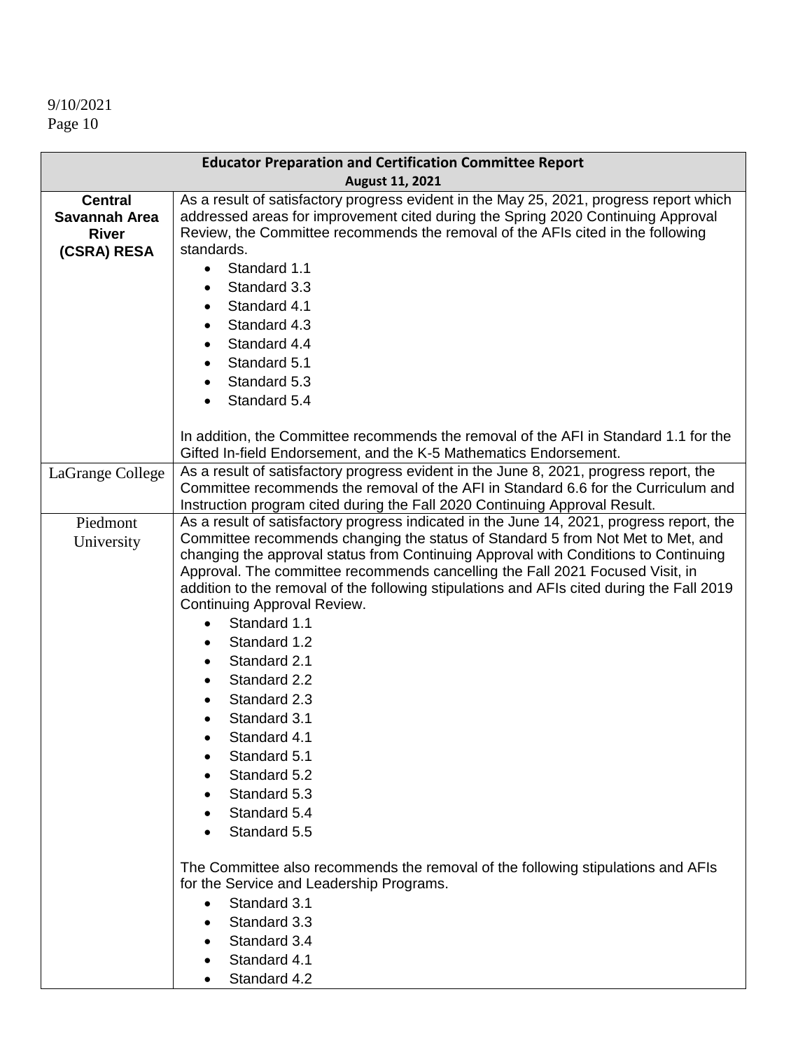| Educator Preparation and Certification Committee Report<br>August 11, 2021 | |
|---|---|
| **Central Savannah Area River (CSRA) RESA** | As a result of satisfactory progress evident in the May 25, 2021, progress report which addressed areas for improvement cited during the Spring 2020 Continuing Approval Review, the Committee recommends the removal of the AFIs cited in the following standards.<br>• Standard 1.1<br>• Standard 3.3<br>• Standard 4.1<br>• Standard 4.3<br>• Standard 4.4<br>• Standard 5.1<br>• Standard 5.3<br>• Standard 5.4<br><br>In addition, the Committee recommends the removal of the AFI in Standard 1.1 for the Gifted In-field Endorsement, and the K-5 Mathematics Endorsement. |
| LaGrange College | As a result of satisfactory progress evident in the June 8, 2021, progress report, the Committee recommends the removal of the AFI in Standard 6.6 for the Curriculum and Instruction program cited during the Fall 2020 Continuing Approval Result. |
| Piedmont University | As a result of satisfactory progress indicated in the June 14, 2021, progress report, the Committee recommends changing the status of Standard 5 from Not Met to Met, and changing the approval status from Continuing Approval with Conditions to Continuing Approval. The committee recommends cancelling the Fall 2021 Focused Visit, in addition to the removal of the following stipulations and AFIs cited during the Fall 2019 Continuing Approval Review.<br>• Standard 1.1<br>• Standard 1.2<br>• Standard 2.1<br>• Standard 2.2<br>• Standard 2.3<br>• Standard 3.1<br>• Standard 4.1<br>• Standard 5.1<br>• Standard 5.2<br>• Standard 5.3<br>• Standard 5.4<br>• Standard 5.5<br><br>The Committee also recommends the removal of the following stipulations and AFIs for the Service and Leadership Programs.<br>• Standard 3.1<br>• Standard 3.3<br>• Standard 3.4<br>• Standard 4.1<br>• Standard 4.2 |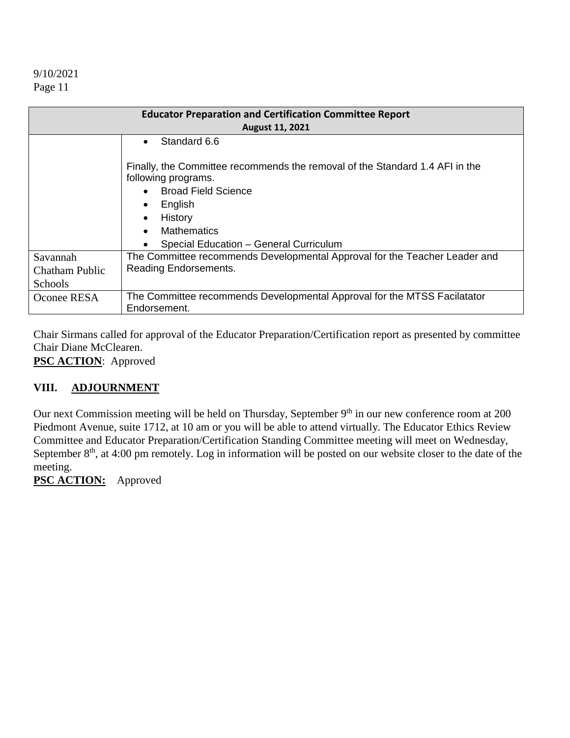| Educator Preparation and Certification Committee Report<br>August 11, 2021 | |
|---|---|
| | • Standard 6.6<br><br>Finally, the Committee recommends the removal of the Standard 1.4 AFI in the following programs.<br>• Broad Field Science<br>• English<br>• History<br>• Mathematics<br>• Special Education – General Curriculum |
| Savannah Chatham Public Schools | The Committee recommends Developmental Approval for the Teacher Leader and Reading Endorsements. |
| Oconee RESA | The Committee recommends Developmental Approval for the MTSS Facilatator Endorsement. |

Chair Sirmans called for approval of the Educator Preparation/Certification report as presented by committee Chair Diane McClearen.

**PSC ACTION**: Approved

## VIII. ADJOURNMENT

Our next Commission meeting will be held on Thursday, September 9th in our new conference room at 200 Piedmont Avenue, suite 1712, at 10 am or you will be able to attend virtually. The Educator Ethics Review Committee and Educator Preparation/Certification Standing Committee meeting will meet on Wednesday, September 8th, at 4:00 pm remotely. Log in information will be posted on our website closer to the date of the meeting.

**PSC ACTION:** Approved